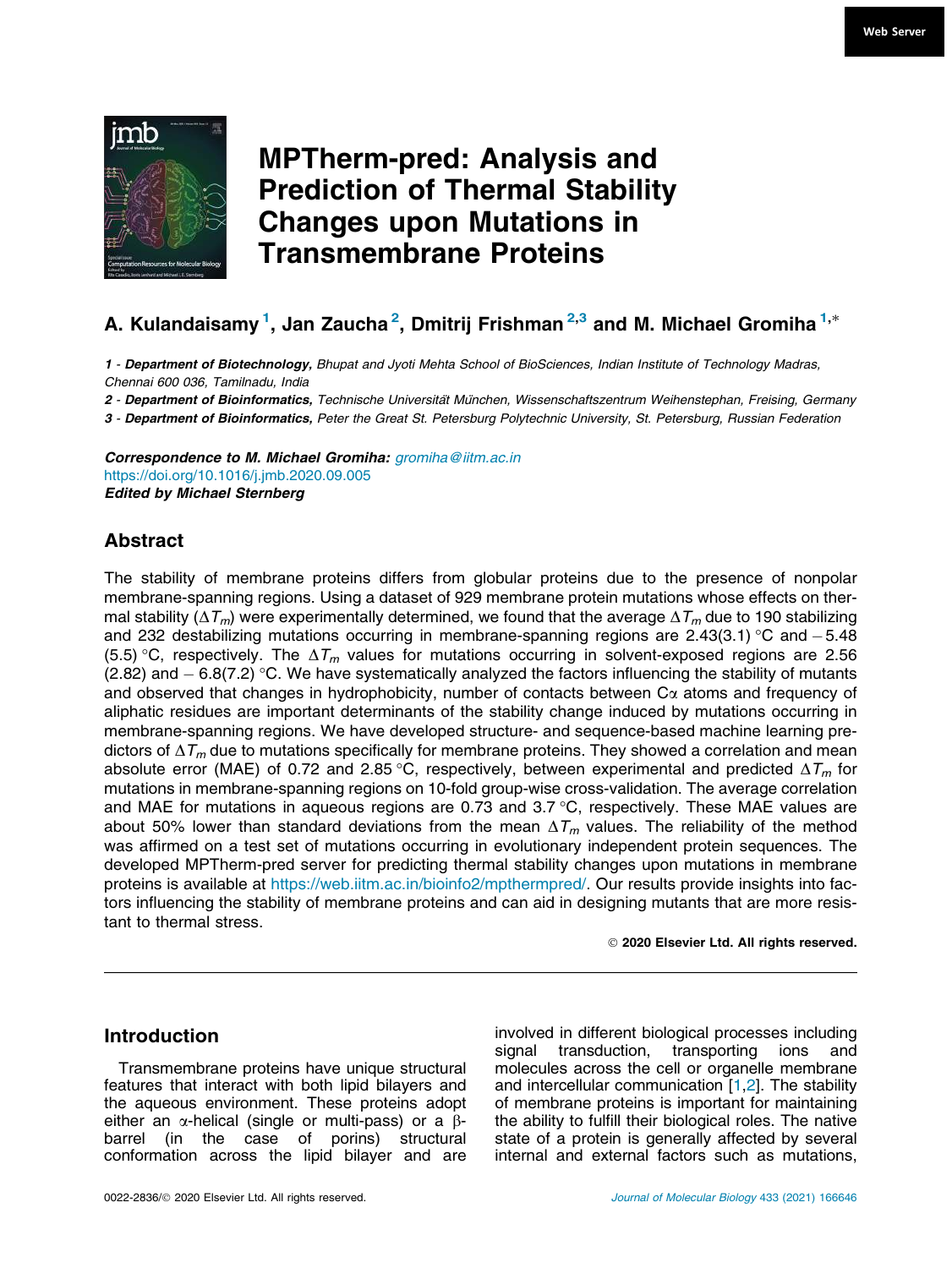Web Server

# MPTherm-pred: Analysis and Prediction of Thermal Stability Changes upon Mutations in Transmembrane Proteins

**A. Kulandaisamy [1], Jan Zaucha [2], Dmitrij Frishman [2,3] and M. Michael Gromiha [1,*]**

1 - ***Department of Biotechnology,*** *Bhupat and Jyoti Mehta School of BioSciences, Indian Institute of Technology Madras, Chennai 600 036, Tamilnadu, India*

2 - ***Department of Bioinformatics,*** *Technische Universität München, Wissenschaftszentrum Weihenstephan, Freising, Germany*

3 - ***Department of Bioinformatics,*** *Peter the Great St. Petersburg Polytechnic University, St. Petersburg, Russian Federation*

***Correspondence to M. Michael Gromiha:*** *gromiha@iitm.ac.in*
https://doi.org/10.1016/j.jmb.2020.09.005
***Edited by Michael Sternberg***

## Abstract

The stability of membrane proteins differs from globular proteins due to the presence of nonpolar membrane-spanning regions. Using a dataset of 929 membrane protein mutations whose effects on thermal stability ($\Delta T_m$) were experimentally determined, we found that the average $\Delta T_m$ due to 190 stabilizing and 232 destabilizing mutations occurring in membrane-spanning regions are 2.43(3.1) °C and −5.48 (5.5) °C, respectively. The $\Delta T_m$ values for mutations occurring in solvent-exposed regions are 2.56 (2.82) and −6.8(7.2) °C. We have systematically analyzed the factors influencing the stability of mutants and observed that changes in hydrophobicity, number of contacts between Cα atoms and frequency of aliphatic residues are important determinants of the stability change induced by mutations occurring in membrane-spanning regions. We have developed structure- and sequence-based machine learning predictors of $\Delta T_m$ due to mutations specifically for membrane proteins. They showed a correlation and mean absolute error (MAE) of 0.72 and 2.85 °C, respectively, between experimental and predicted $\Delta T_m$ for mutations in membrane-spanning regions on 10-fold group-wise cross-validation. The average correlation and MAE for mutations in aqueous regions are 0.73 and 3.7 °C, respectively. These MAE values are about 50% lower than standard deviations from the mean $\Delta T_m$ values. The reliability of the method was affirmed on a test set of mutations occurring in evolutionary independent protein sequences. The developed MPTherm-pred server for predicting thermal stability changes upon mutations in membrane proteins is available at https://web.iitm.ac.in/bioinfo2/mpthermpred/. Our results provide insights into factors influencing the stability of membrane proteins and can aid in designing mutants that are more resistant to thermal stress.

© 2020 Elsevier Ltd. All rights reserved.

## Introduction

Transmembrane proteins have unique structural features that interact with both lipid bilayers and the aqueous environment. These proteins adopt either an α-helical (single or multi-pass) or a β-barrel (in the case of porins) structural conformation across the lipid bilayer and are involved in different biological processes including signal transduction, transporting ions and molecules across the cell or organelle membrane and intercellular communication [1,2]. The stability of membrane proteins is important for maintaining the ability to fulfill their biological roles. The native state of a protein is generally affected by several internal and external factors such as mutations,

0022-2836/© 2020 Elsevier Ltd. All rights reserved.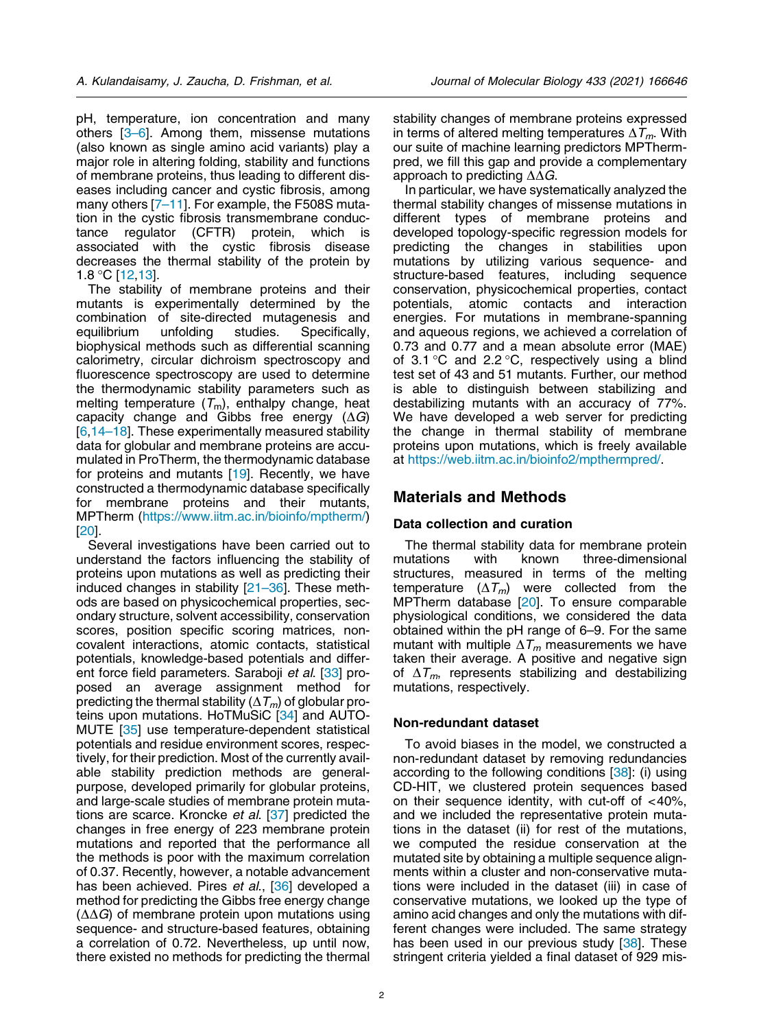pH, temperature, ion concentration and many others [3–6]. Among them, missense mutations (also known as single amino acid variants) play a major role in altering folding, stability and functions of membrane proteins, thus leading to different diseases including cancer and cystic fibrosis, among many others [7–11]. For example, the F508S mutation in the cystic fibrosis transmembrane conductance regulator (CFTR) protein, which is associated with the cystic fibrosis disease decreases the thermal stability of the protein by 1.8 °C [12,13].

The stability of membrane proteins and their mutants is experimentally determined by the combination of site-directed mutagenesis and equilibrium unfolding studies. Specifically, biophysical methods such as differential scanning calorimetry, circular dichroism spectroscopy and fluorescence spectroscopy are used to determine the thermodynamic stability parameters such as melting temperature ($T_m$), enthalpy change, heat capacity change and Gibbs free energy ($\Delta G$) [6,14–18]. These experimentally measured stability data for globular and membrane proteins are accumulated in ProTherm, the thermodynamic database for proteins and mutants [19]. Recently, we have constructed a thermodynamic database specifically for membrane proteins and their mutants, MPTherm (https://www.iitm.ac.in/bioinfo/mptherm/) [20].

Several investigations have been carried out to understand the factors influencing the stability of proteins upon mutations as well as predicting their induced changes in stability [21–36]. These methods are based on physicochemical properties, secondary structure, solvent accessibility, conservation scores, position specific scoring matrices, non-covalent interactions, atomic contacts, statistical potentials, knowledge-based potentials and different force field parameters. Saraboji *et al.* [33] proposed an average assignment method for predicting the thermal stability ($\Delta T_m$) of globular proteins upon mutations. HoTMuSiC [34] and AUTO-MUTE [35] use temperature-dependent statistical potentials and residue environment scores, respectively, for their prediction. Most of the currently available stability prediction methods are general-purpose, developed primarily for globular proteins, and large-scale studies of membrane protein mutations are scarce. Kroncke *et al.* [37] predicted the changes in free energy of 223 membrane protein mutations and reported that the performance all the methods is poor with the maximum correlation of 0.37. Recently, however, a notable advancement has been achieved. Pires *et al.*, [36] developed a method for predicting the Gibbs free energy change ($\Delta\Delta G$) of membrane protein upon mutations using sequence- and structure-based features, obtaining a correlation of 0.72. Nevertheless, up until now, there existed no methods for predicting the thermal stability changes of membrane proteins expressed in terms of altered melting temperatures $\Delta T_m$. With our suite of machine learning predictors MPTherm-pred, we fill this gap and provide a complementary approach to predicting $\Delta\Delta G$.

In particular, we have systematically analyzed the thermal stability changes of missense mutations in different types of membrane proteins and developed topology-specific regression models for predicting the changes in stabilities upon mutations by utilizing various sequence- and structure-based features, including sequence conservation, physicochemical properties, contact potentials, atomic contacts and interaction energies. For mutations in membrane-spanning and aqueous regions, we achieved a correlation of 0.73 and 0.77 and a mean absolute error (MAE) of 3.1 °C and 2.2 °C, respectively using a blind test set of 43 and 51 mutants. Further, our method is able to distinguish between stabilizing and destabilizing mutants with an accuracy of 77%. We have developed a web server for predicting the change in thermal stability of membrane proteins upon mutations, which is freely available at https://web.iitm.ac.in/bioinfo2/mpthermpred/.

## Materials and Methods

### Data collection and curation

The thermal stability data for membrane protein mutations with known three-dimensional structures, measured in terms of the melting temperature ($\Delta T_m$) were collected from the MPTherm database [20]. To ensure comparable physiological conditions, we considered the data obtained within the pH range of 6–9. For the same mutant with multiple $\Delta T_m$ measurements we have taken their average. A positive and negative sign of $\Delta T_m$, represents stabilizing and destabilizing mutations, respectively.

### Non-redundant dataset

To avoid biases in the model, we constructed a non-redundant dataset by removing redundancies according to the following conditions [38]: (i) using CD-HIT, we clustered protein sequences based on their sequence identity, with cut-off of <40%, and we included the representative protein mutations in the dataset (ii) for rest of the mutations, we computed the residue conservation at the mutated site by obtaining a multiple sequence alignments within a cluster and non-conservative mutations were included in the dataset (iii) in case of conservative mutations, we looked up the type of amino acid changes and only the mutations with different changes were included. The same strategy has been used in our previous study [38]. These stringent criteria yielded a final dataset of 929 mis-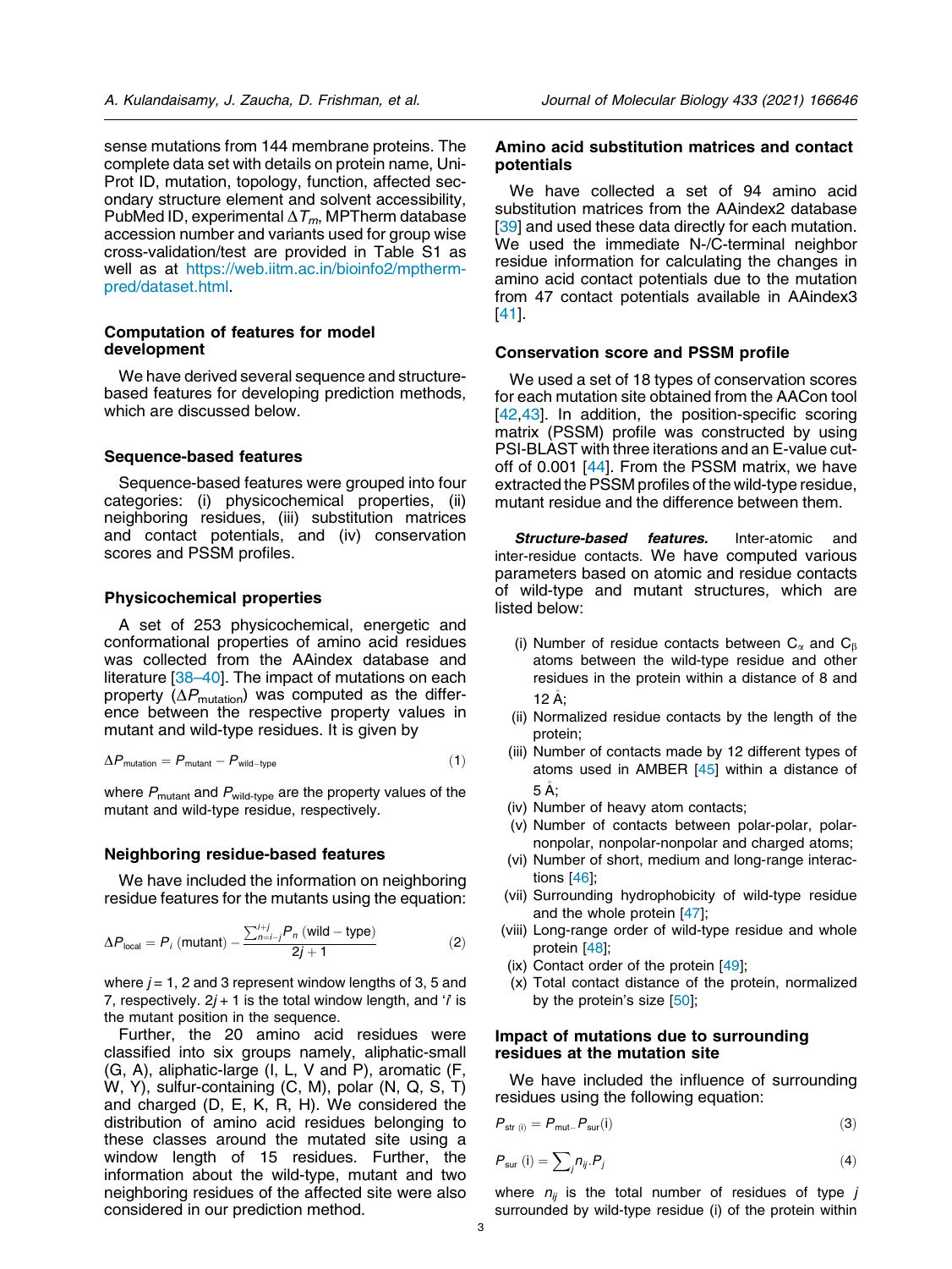sense mutations from 144 membrane proteins. The complete data set with details on protein name, UniProt ID, mutation, topology, function, affected secondary structure element and solvent accessibility, PubMed ID, experimental $\Delta T_m$, MPTherm database accession number and variants used for group wise cross-validation/test are provided in Table S1 as well as at https://web.iitm.ac.in/bioinfo2/mptherm-pred/dataset.html.

## Computation of features for model development

We have derived several sequence and structure-based features for developing prediction methods, which are discussed below.

### Sequence-based features

Sequence-based features were grouped into four categories: (i) physicochemical properties, (ii) neighboring residues, (iii) substitution matrices and contact potentials, and (iv) conservation scores and PSSM profiles.

### Physicochemical properties

A set of 253 physicochemical, energetic and conformational properties of amino acid residues was collected from the AAindex database and literature [38–40]. The impact of mutations on each property ($\Delta P_{\text{mutation}}$) was computed as the difference between the respective property values in mutant and wild-type residues. It is given by

$$\Delta P_{\text{mutation}} = P_{\text{mutant}} - P_{\text{wild-type}} \tag{1}$$

where $P_{\text{mutant}}$ and $P_{\text{wild-type}}$ are the property values of the mutant and wild-type residue, respectively.

### Neighboring residue-based features

We have included the information on neighboring residue features for the mutants using the equation:

$$\Delta P_{\text{local}} = P_i\,(\text{mutant}) - \frac{\sum_{n=i-j}^{i+j} P_n\,(\text{wild}-\text{type})}{2j+1} \tag{2}$$

where $j$ = 1, 2 and 3 represent window lengths of 3, 5 and 7, respectively. $2j + 1$ is the total window length, and '$i$' is the mutant position in the sequence.

Further, the 20 amino acid residues were classified into six groups namely, aliphatic-small (G, A), aliphatic-large (I, L, V and P), aromatic (F, W, Y), sulfur-containing (C, M), polar (N, Q, S, T) and charged (D, E, K, R, H). We considered the distribution of amino acid residues belonging to these classes around the mutated site using a window length of 15 residues. Further, the information about the wild-type, mutant and two neighboring residues of the affected site were also considered in our prediction method.

### Amino acid substitution matrices and contact potentials

We have collected a set of 94 amino acid substitution matrices from the AAindex2 database [39] and used these data directly for each mutation. We used the immediate N-/C-terminal neighbor residue information for calculating the changes in amino acid contact potentials due to the mutation from 47 contact potentials available in AAindex3 [41].

### Conservation score and PSSM profile

We used a set of 18 types of conservation scores for each mutation site obtained from the AACon tool [42,43]. In addition, the position-specific scoring matrix (PSSM) profile was constructed by using PSI-BLAST with three iterations and an E-value cut-off of 0.001 [44]. From the PSSM matrix, we have extracted the PSSM profiles of the wild-type residue, mutant residue and the difference between them.

***Structure-based features.*** Inter-atomic and inter-residue contacts. We have computed various parameters based on atomic and residue contacts of wild-type and mutant structures, which are listed below:

- (i) Number of residue contacts between $C_\alpha$ and $C_\beta$ atoms between the wild-type residue and other residues in the protein within a distance of 8 and 12 Å;
- (ii) Normalized residue contacts by the length of the protein;
- (iii) Number of contacts made by 12 different types of atoms used in AMBER [45] within a distance of 5 Å;
- (iv) Number of heavy atom contacts;
- (v) Number of contacts between polar-polar, polar-nonpolar, nonpolar-nonpolar and charged atoms;
- (vi) Number of short, medium and long-range interactions [46];
- (vii) Surrounding hydrophobicity of wild-type residue and the whole protein [47];
- (viii) Long-range order of wild-type residue and whole protein [48];
- (ix) Contact order of the protein [49];
- (x) Total contact distance of the protein, normalized by the protein's size [50];

### Impact of mutations due to surrounding residues at the mutation site

We have included the influence of surrounding residues using the following equation:

$$P_{\text{str (i)}} = P_{\text{mut}} - P_{\text{sur}}(\text{i}) \tag{3}$$

$$P_{\text{sur}}\,(\text{i}) = \sum_j n_{ij} . P_j \tag{4}$$

where $n_{ij}$ is the total number of residues of type $j$ surrounded by wild-type residue (i) of the protein within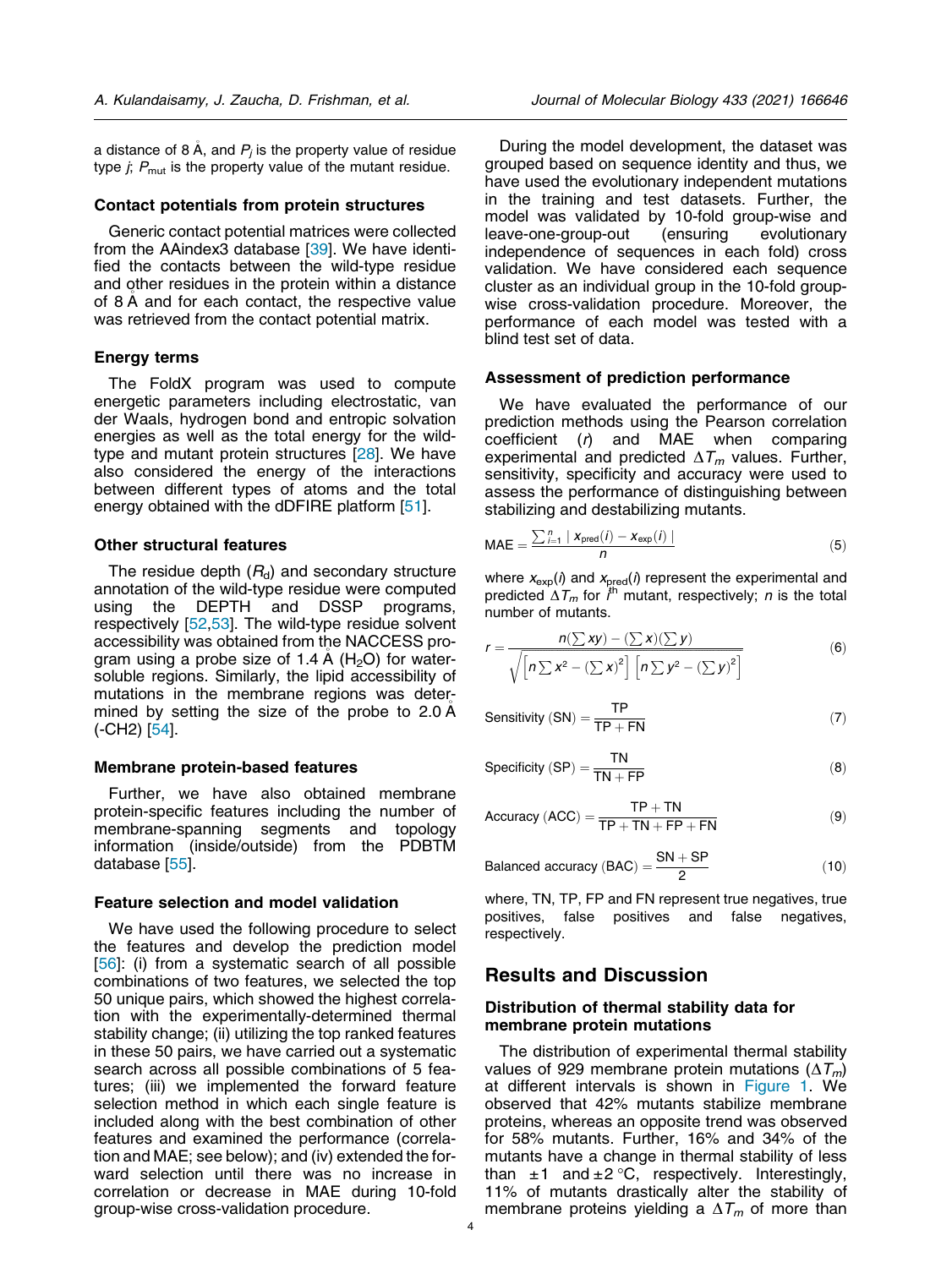a distance of 8 Å, and $P_j$ is the property value of residue type $j$; $P_{mut}$ is the property value of the mutant residue.

### Contact potentials from protein structures

Generic contact potential matrices were collected from the AAindex3 database [39]. We have identified the contacts between the wild-type residue and other residues in the protein within a distance of 8 Å and for each contact, the respective value was retrieved from the contact potential matrix.

### Energy terms

The FoldX program was used to compute energetic parameters including electrostatic, van der Waals, hydrogen bond and entropic solvation energies as well as the total energy for the wild-type and mutant protein structures [28]. We have also considered the energy of the interactions between different types of atoms and the total energy obtained with the dDFIRE platform [51].

### Other structural features

The residue depth ($R_d$) and secondary structure annotation of the wild-type residue were computed using the DEPTH and DSSP programs, respectively [52,53]. The wild-type residue solvent accessibility was obtained from the NACCESS program using a probe size of 1.4 Å ($H_2O$) for water-soluble regions. Similarly, the lipid accessibility of mutations in the membrane regions was determined by setting the size of the probe to 2.0 Å (-CH2) [54].

### Membrane protein-based features

Further, we have also obtained membrane protein-specific features including the number of membrane-spanning segments and topology information (inside/outside) from the PDBTM database [55].

### Feature selection and model validation

We have used the following procedure to select the features and develop the prediction model [56]: (i) from a systematic search of all possible combinations of two features, we selected the top 50 unique pairs, which showed the highest correlation with the experimentally-determined thermal stability change; (ii) utilizing the top ranked features in these 50 pairs, we have carried out a systematic search across all possible combinations of 5 features; (iii) we implemented the forward feature selection method in which each single feature is included along with the best combination of other features and examined the performance (correlation and MAE; see below); and (iv) extended the forward selection until there was no increase in correlation or decrease in MAE during 10-fold group-wise cross-validation procedure.

During the model development, the dataset was grouped based on sequence identity and thus, we have used the evolutionary independent mutations in the training and test datasets. Further, the model was validated by 10-fold group-wise and leave-one-group-out (ensuring evolutionary independence of sequences in each fold) cross validation. We have considered each sequence cluster as an individual group in the 10-fold group-wise cross-validation procedure. Moreover, the performance of each model was tested with a blind test set of data.

### Assessment of prediction performance

We have evaluated the performance of our prediction methods using the Pearson correlation coefficient ($r$) and MAE when comparing experimental and predicted $\Delta T_m$ values. Further, sensitivity, specificity and accuracy were used to assess the performance of distinguishing between stabilizing and destabilizing mutants.

$$\text{MAE} = \frac{\sum_{i=1}^{n} |x_{\text{pred}}(i) - x_{\text{exp}}(i)|}{n} \tag{5}$$

where $x_{\text{exp}}(i)$ and $x_{\text{pred}}(i)$ represent the experimental and predicted $\Delta T_m$ for $i^{\text{th}}$ mutant, respectively; $n$ is the total number of mutants.

$$r = \frac{n(\sum xy) - (\sum x)(\sum y)}{\sqrt{\left[n\sum x^2 - (\sum x)^2\right]\left[n\sum y^2 - (\sum y)^2\right]}} \tag{6}$$

$$\text{Sensitivity (SN)} = \frac{\text{TP}}{\text{TP} + \text{FN}} \tag{7}$$

$$\text{Specificity (SP)} = \frac{\text{TN}}{\text{TN} + \text{FP}} \tag{8}$$

$$\text{Accuracy (ACC)} = \frac{\text{TP} + \text{TN}}{\text{TP} + \text{TN} + \text{FP} + \text{FN}} \tag{9}$$

$$\text{Balanced accuracy (BAC)} = \frac{\text{SN} + \text{SP}}{2} \tag{10}$$

where, TN, TP, FP and FN represent true negatives, true positives, false positives and false negatives, respectively.

## Results and Discussion

### Distribution of thermal stability data for membrane protein mutations

The distribution of experimental thermal stability values of 929 membrane protein mutations ($\Delta T_m$) at different intervals is shown in Figure 1. We observed that 42% mutants stabilize membrane proteins, whereas an opposite trend was observed for 58% mutants. Further, 16% and 34% of the mutants have a change in thermal stability of less than $\pm 1$ and $\pm 2$ °C, respectively. Interestingly, 11% of mutants drastically alter the stability of membrane proteins yielding a $\Delta T_m$ of more than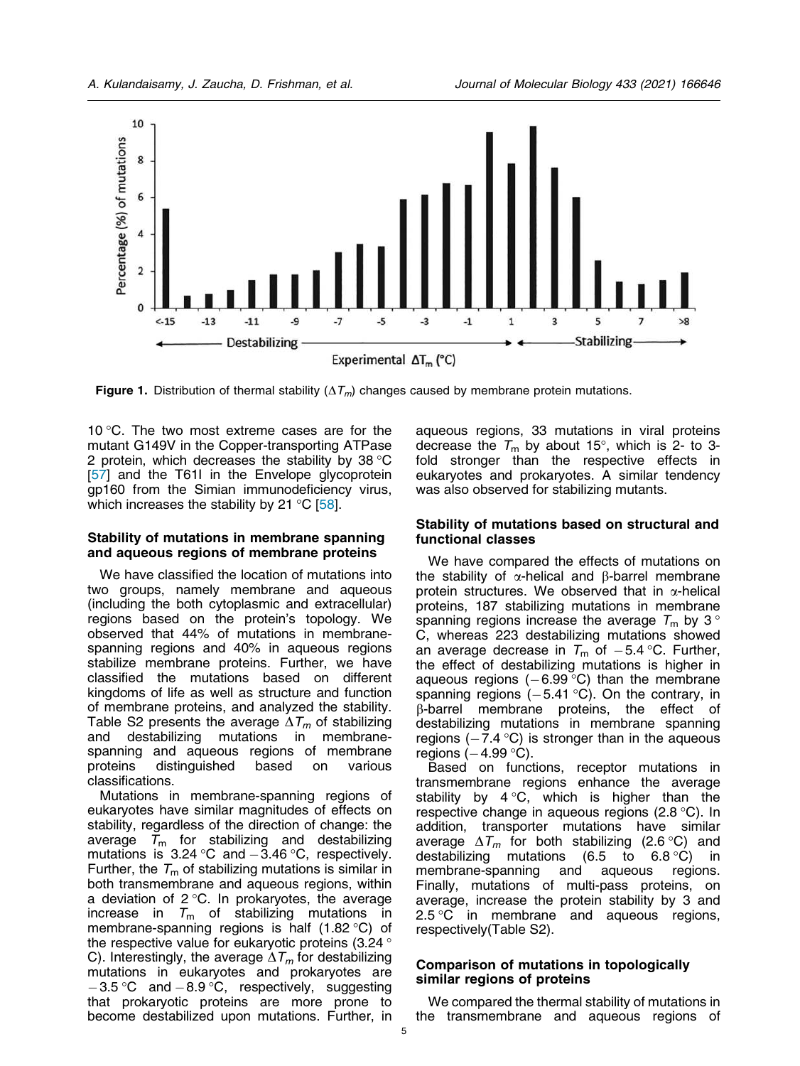Figure 1. Distribution of thermal stability ($\Delta T_m$) changes caused by membrane protein mutations.

10 °C. The two most extreme cases are for the mutant G149V in the Copper-transporting ATPase 2 protein, which decreases the stability by 38 °C [57] and the T61I in the Envelope glycoprotein gp160 from the Simian immunodeficiency virus, which increases the stability by 21 °C [58].

### Stability of mutations in membrane spanning and aqueous regions of membrane proteins

We have classified the location of mutations into two groups, namely membrane and aqueous (including the both cytoplasmic and extracellular) regions based on the protein's topology. We observed that 44% of mutations in membrane-spanning regions and 40% in aqueous regions stabilize membrane proteins. Further, we have classified the mutations based on different kingdoms of life as well as structure and function of membrane proteins, and analyzed the stability. Table S2 presents the average $\Delta T_m$ of stabilizing and destabilizing mutations in membrane-spanning and aqueous regions of membrane proteins distinguished based on various classifications.

Mutations in membrane-spanning regions of eukaryotes have similar magnitudes of effects on stability, regardless of the direction of change: the average $T_m$ for stabilizing and destabilizing mutations is 3.24 °C and −3.46 °C, respectively. Further, the $T_m$ of stabilizing mutations is similar in both transmembrane and aqueous regions, within a deviation of 2 °C. In prokaryotes, the average increase in $T_m$ of stabilizing mutations in membrane-spanning regions is half (1.82 °C) of the respective value for eukaryotic proteins (3.24 °C). Interestingly, the average $\Delta T_m$ for destabilizing mutations in eukaryotes and prokaryotes are −3.5 °C and −8.9 °C, respectively, suggesting that prokaryotic proteins are more prone to become destabilized upon mutations. Further, in aqueous regions, 33 mutations in viral proteins decrease the $T_m$ by about 15°, which is 2- to 3-fold stronger than the respective effects in eukaryotes and prokaryotes. A similar tendency was also observed for stabilizing mutants.

### Stability of mutations based on structural and functional classes

We have compared the effects of mutations on the stability of α-helical and β-barrel membrane protein structures. We observed that in α-helical proteins, 187 stabilizing mutations in membrane spanning regions increase the average $T_m$ by 3 °C, whereas 223 destabilizing mutations showed an average decrease in $T_m$ of −5.4 °C. Further, the effect of destabilizing mutations is higher in aqueous regions (−6.99 °C) than the membrane spanning regions (−5.41 °C). On the contrary, in β-barrel membrane proteins, the effect of destabilizing mutations in membrane spanning regions (−7.4 °C) is stronger than in the aqueous regions (−4.99 °C).

Based on functions, receptor mutations in transmembrane regions enhance the average stability by 4 °C, which is higher than the respective change in aqueous regions (2.8 °C). In addition, transporter mutations have similar average $\Delta T_m$ for both stabilizing (2.6 °C) and destabilizing mutations (6.5 to 6.8 °C) in membrane-spanning and aqueous regions. Finally, mutations of multi-pass proteins, on average, increase the protein stability by 3 and 2.5 °C in membrane and aqueous regions, respectively(Table S2).

### Comparison of mutations in topologically similar regions of proteins

We compared the thermal stability of mutations in the transmembrane and aqueous regions of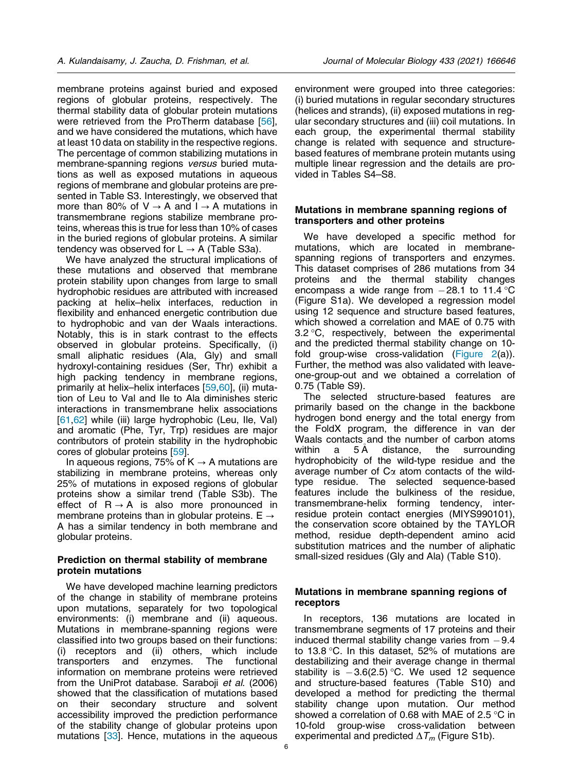membrane proteins against buried and exposed regions of globular proteins, respectively. The thermal stability data of globular protein mutations were retrieved from the ProTherm database [56], and we have considered the mutations, which have at least 10 data on stability in the respective regions. The percentage of common stabilizing mutations in membrane-spanning regions *versus* buried mutations as well as exposed mutations in aqueous regions of membrane and globular proteins are presented in Table S3. Interestingly, we observed that more than 80% of V → A and I → A mutations in transmembrane regions stabilize membrane proteins, whereas this is true for less than 10% of cases in the buried regions of globular proteins. A similar tendency was observed for L → A (Table S3a).

We have analyzed the structural implications of these mutations and observed that membrane protein stability upon changes from large to small hydrophobic residues are attributed with increased packing at helix–helix interfaces, reduction in flexibility and enhanced energetic contribution due to hydrophobic and van der Waals interactions. Notably, this is in stark contrast to the effects observed in globular proteins. Specifically, (i) small aliphatic residues (Ala, Gly) and small hydroxyl-containing residues (Ser, Thr) exhibit a high packing tendency in membrane regions, primarily at helix–helix interfaces [59,60], (ii) mutation of Leu to Val and Ile to Ala diminishes steric interactions in transmembrane helix associations [61,62] while (iii) large hydrophobic (Leu, Ile, Val) and aromatic (Phe, Tyr, Trp) residues are major contributors of protein stability in the hydrophobic cores of globular proteins [59].

In aqueous regions, 75% of K → A mutations are stabilizing in membrane proteins, whereas only 25% of mutations in exposed regions of globular proteins show a similar trend (Table S3b). The effect of R → A is also more pronounced in membrane proteins than in globular proteins. E → A has a similar tendency in both membrane and globular proteins.

### Prediction on thermal stability of membrane protein mutations

We have developed machine learning predictors of the change in stability of membrane proteins upon mutations, separately for two topological environments: (i) membrane and (ii) aqueous. Mutations in membrane-spanning regions were classified into two groups based on their functions: (i) receptors and (ii) others, which include transporters and enzymes. The functional information on membrane proteins were retrieved from the UniProt database. Saraboji *et al.* (2006) showed that the classification of mutations based on their secondary structure and solvent accessibility improved the prediction performance of the stability change of globular proteins upon mutations [33]. Hence, mutations in the aqueous environment were grouped into three categories: (i) buried mutations in regular secondary structures (helices and strands), (ii) exposed mutations in regular secondary structures and (iii) coil mutations. In each group, the experimental thermal stability change is related with sequence and structure-based features of membrane protein mutants using multiple linear regression and the details are provided in Tables S4–S8.

### Mutations in membrane spanning regions of transporters and other proteins

We have developed a specific method for mutations, which are located in membrane-spanning regions of transporters and enzymes. This dataset comprises of 286 mutations from 34 proteins and the thermal stability changes encompass a wide range from −28.1 to 11.4 °C (Figure S1a). We developed a regression model using 12 sequence and structure based features, which showed a correlation and MAE of 0.75 with 3.2 °C, respectively, between the experimental and the predicted thermal stability change on 10-fold group-wise cross-validation (Figure 2(a)). Further, the method was also validated with leave-one-group-out and we obtained a correlation of 0.75 (Table S9).

The selected structure-based features are primarily based on the change in the backbone hydrogen bond energy and the total energy from the FoldX program, the difference in van der Waals contacts and the number of carbon atoms within a 5 Å distance, the surrounding hydrophobicity of the wild-type residue and the average number of Cα atom contacts of the wild-type residue. The selected sequence-based features include the bulkiness of the residue, transmembrane-helix forming tendency, inter-residue protein contact energies (MIYS990101), the conservation score obtained by the TAYLOR method, residue depth-dependent amino acid substitution matrices and the number of aliphatic small-sized residues (Gly and Ala) (Table S10).

### Mutations in membrane spanning regions of receptors

In receptors, 136 mutations are located in transmembrane segments of 17 proteins and their induced thermal stability change varies from −9.4 to 13.8 °C. In this dataset, 52% of mutations are destabilizing and their average change in thermal stability is −3.6(2.5) °C. We used 12 sequence and structure-based features (Table S10) and developed a method for predicting the thermal stability change upon mutation. Our method showed a correlation of 0.68 with MAE of 2.5 °C in 10-fold group-wise cross-validation between experimental and predicted $\Delta T_m$ (Figure S1b).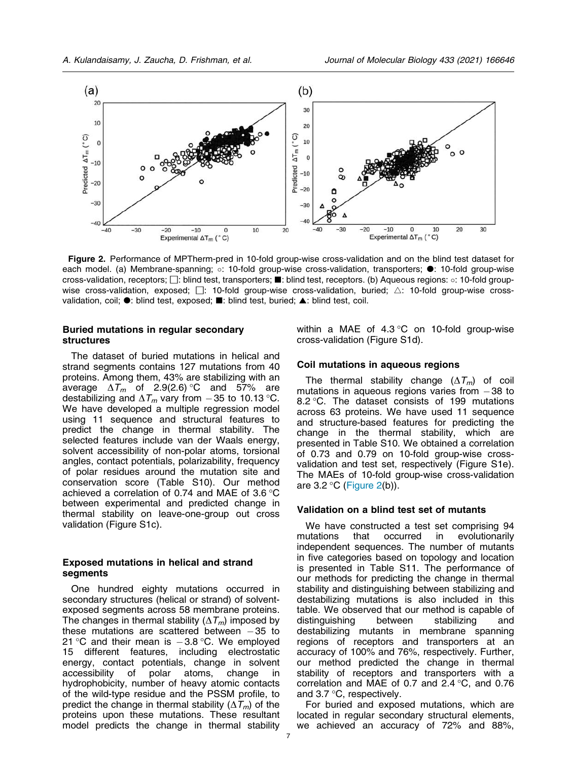**Figure 2.** Performance of MPTherm-pred in 10-fold group-wise cross-validation and on the blind test dataset for each model. (a) Membrane-spanning; ○: 10-fold group-wise cross-validation, transporters; ●: 10-fold group-wise cross-validation, receptors; □: blind test, transporters; ■: blind test, receptors. (b) Aqueous regions: ○: 10-fold group-wise cross-validation, exposed; □: 10-fold group-wise cross-validation, buried; △: 10-fold group-wise cross-validation, coil; ●: blind test, exposed; ■: blind test, buried; ▲: blind test, coil.

### Buried mutations in regular secondary structures

The dataset of buried mutations in helical and strand segments contains 127 mutations from 40 proteins. Among them, 43% are stabilizing with an average $\Delta T_m$ of 2.9(2.6) °C and 57% are destabilizing and $\Delta T_m$ vary from −35 to 10.13 °C. We have developed a multiple regression model using 11 sequence and structural features to predict the change in thermal stability. The selected features include van der Waals energy, solvent accessibility of non-polar atoms, torsional angles, contact potentials, polarizability, frequency of polar residues around the mutation site and conservation score (Table S10). Our method achieved a correlation of 0.74 and MAE of 3.6 °C between experimental and predicted change in thermal stability on leave-one-group out cross validation (Figure S1c).

### Exposed mutations in helical and strand segments

One hundred eighty mutations occurred in secondary structures (helical or strand) of solvent-exposed segments across 58 membrane proteins. The changes in thermal stability ($\Delta T_m$) imposed by these mutations are scattered between −35 to 21 °C and their mean is −3.8 °C. We employed 15 different features, including electrostatic energy, contact potentials, change in solvent accessibility of polar atoms, change in hydrophobicity, number of heavy atomic contacts of the wild-type residue and the PSSM profile, to predict the change in thermal stability ($\Delta T_m$) of the proteins upon these mutations. These resultant model predicts the change in thermal stability within a MAE of 4.3 °C on 10-fold group-wise cross-validation (Figure S1d).

### Coil mutations in aqueous regions

The thermal stability change ($\Delta T_m$) of coil mutations in aqueous regions varies from −38 to 8.2 °C. The dataset consists of 199 mutations across 63 proteins. We have used 11 sequence and structure-based features for predicting the change in the thermal stability, which are presented in Table S10. We obtained a correlation of 0.73 and 0.79 on 10-fold group-wise cross-validation and test set, respectively (Figure S1e). The MAEs of 10-fold group-wise cross-validation are 3.2 °C (Figure 2(b)).

### Validation on a blind test set of mutants

We have constructed a test set comprising 94 mutations that occurred in evolutionarily independent sequences. The number of mutants in five categories based on topology and location is presented in Table S11. The performance of our methods for predicting the change in thermal stability and distinguishing between stabilizing and destabilizing mutations is also included in this table. We observed that our method is capable of distinguishing between stabilizing and destabilizing mutants in membrane spanning regions of receptors and transporters at an accuracy of 100% and 76%, respectively. Further, our method predicted the change in thermal stability of receptors and transporters with a correlation and MAE of 0.7 and 2.4 °C, and 0.76 and 3.7 °C, respectively.

For buried and exposed mutations, which are located in regular secondary structural elements, we achieved an accuracy of 72% and 88%,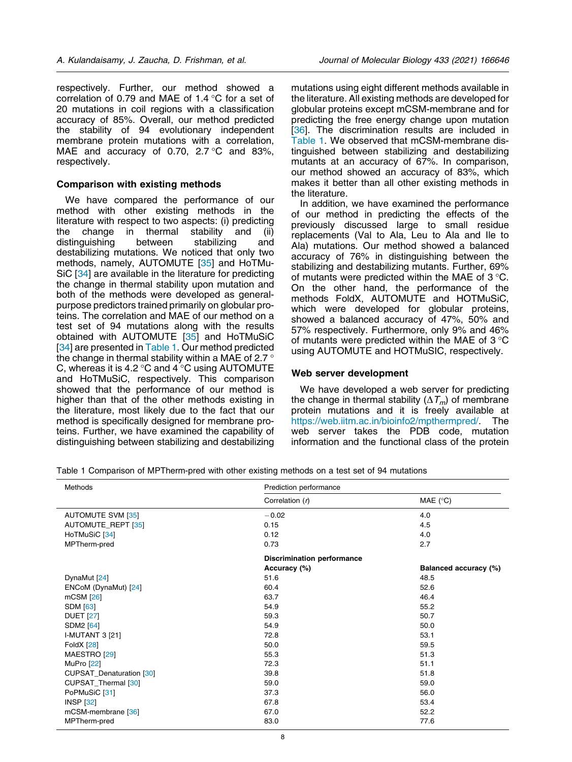respectively. Further, our method showed a correlation of 0.79 and MAE of 1.4 °C for a set of 20 mutations in coil regions with a classification accuracy of 85%. Overall, our method predicted the stability of 94 evolutionary independent membrane protein mutations with a correlation, MAE and accuracy of 0.70, 2.7 °C and 83%, respectively.

### Comparison with existing methods

We have compared the performance of our method with other existing methods in the literature with respect to two aspects: (i) predicting the change in thermal stability and (ii) distinguishing between stabilizing and destabilizing mutations. We noticed that only two methods, namely, AUTOMUTE [35] and HoTMuSiC [34] are available in the literature for predicting the change in thermal stability upon mutation and both of the methods were developed as general-purpose predictors trained primarily on globular proteins. The correlation and MAE of our method on a test set of 94 mutations along with the results obtained with AUTOMUTE [35] and HoTMuSiC [34] are presented in Table 1. Our method predicted the change in thermal stability within a MAE of 2.7 °C, whereas it is 4.2 °C and 4 °C using AUTOMUTE and HoTMuSiC, respectively. This comparison showed that the performance of our method is higher than that of the other methods existing in the literature, most likely due to the fact that our method is specifically designed for membrane proteins. Further, we have examined the capability of distinguishing between stabilizing and destabilizing mutations using eight different methods available in the literature. All existing methods are developed for globular proteins except mCSM-membrane and for predicting the free energy change upon mutation [36]. The discrimination results are included in Table 1. We observed that mCSM-membrane distinguished between stabilizing and destabilizing mutants at an accuracy of 67%. In comparison, our method showed an accuracy of 83%, which makes it better than all other existing methods in the literature.

In addition, we have examined the performance of our method in predicting the effects of the previously discussed large to small residue replacements (Val to Ala, Leu to Ala and Ile to Ala) mutations. Our method showed a balanced accuracy of 76% in distinguishing between the stabilizing and destabilizing mutants. Further, 69% of mutants were predicted within the MAE of 3 °C. On the other hand, the performance of the methods FoldX, AUTOMUTE and HOTMuSIC, which were developed for globular proteins, showed a balanced accuracy of 47%, 50% and 57% respectively. Furthermore, only 9% and 46% of mutants were predicted within the MAE of 3 °C using AUTOMUTE and HOTMuSIC, respectively.

### Web server development

We have developed a web server for predicting the change in thermal stability ($\Delta T_m$) of membrane protein mutations and it is freely available at https://web.iitm.ac.in/bioinfo2/mpthermpred/. The web server takes the PDB code, mutation information and the functional class of the protein

Table 1 Comparison of MPTherm-pred with other existing methods on a test set of 94 mutations

| Methods | Prediction performance | |
|---|---|---|
| | Correlation ($r$) | MAE (°C) |
| AUTOMUTE SVM [35] | −0.02 | 4.0 |
| AUTOMUTE_REPT [35] | 0.15 | 4.5 |
| HoTMuSiC [34] | 0.12 | 4.0 |
| MPTherm-pred | 0.73 | 2.7 |
| | **Discrimination performance** | |
| | **Accuracy (%)** | **Balanced accuracy (%)** |
| DynaMut [24] | 51.6 | 48.5 |
| ENCoM (DynaMut) [24] | 60.4 | 52.6 |
| mCSM [26] | 63.7 | 46.4 |
| SDM [63] | 54.9 | 55.2 |
| DUET [27] | 59.3 | 50.7 |
| SDM2 [64] | 54.9 | 50.0 |
| I-MUTANT 3 [21] | 72.8 | 53.1 |
| FoldX [28] | 50.0 | 59.5 |
| MAESTRO [29] | 55.3 | 51.3 |
| MuPro [22] | 72.3 | 51.1 |
| CUPSAT_Denaturation [30] | 39.8 | 51.8 |
| CUPSAT_Thermal [30] | 59.0 | 59.0 |
| PoPMuSiC [31] | 37.3 | 56.0 |
| INSP [32] | 67.8 | 53.4 |
| mCSM-membrane [36] | 67.0 | 52.2 |
| MPTherm-pred | 83.0 | 77.6 |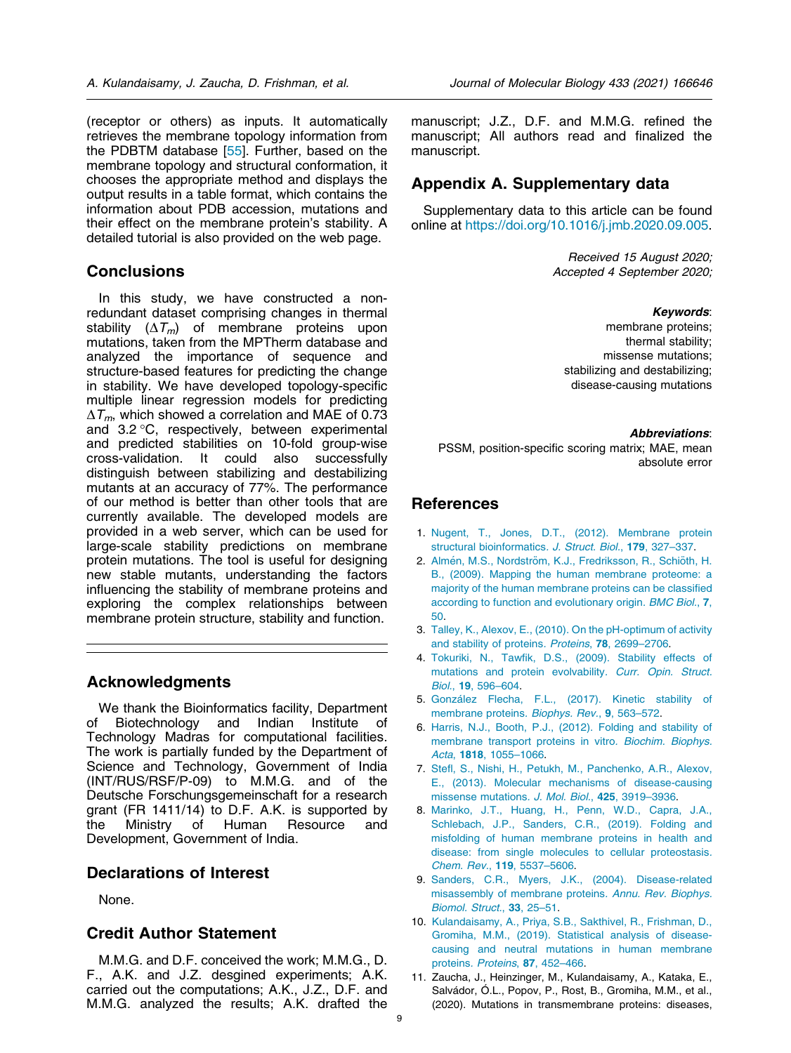(receptor or others) as inputs. It automatically retrieves the membrane topology information from the PDBTM database [55]. Further, based on the membrane topology and structural conformation, it chooses the appropriate method and displays the output results in a table format, which contains the information about PDB accession, mutations and their effect on the membrane protein's stability. A detailed tutorial is also provided on the web page.

## Conclusions

In this study, we have constructed a non-redundant dataset comprising changes in thermal stability ($\Delta T_m$) of membrane proteins upon mutations, taken from the MPTherm database and analyzed the importance of sequence and structure-based features for predicting the change in stability. We have developed topology-specific multiple linear regression models for predicting $\Delta T_m$, which showed a correlation and MAE of 0.73 and 3.2 °C, respectively, between experimental and predicted stabilities on 10-fold group-wise cross-validation. It could also successfully distinguish between stabilizing and destabilizing mutants at an accuracy of 77%. The performance of our method is better than other tools that are currently available. The developed models are provided in a web server, which can be used for large-scale stability predictions on membrane protein mutations. The tool is useful for designing new stable mutants, understanding the factors influencing the stability of membrane proteins and exploring the complex relationships between membrane protein structure, stability and function.

## Acknowledgments

We thank the Bioinformatics facility, Department of Biotechnology and Indian Institute of Technology Madras for computational facilities. The work is partially funded by the Department of Science and Technology, Government of India (INT/RUS/RSF/P-09) to M.M.G. and of the Deutsche Forschungsgemeinschaft for a research grant (FR 1411/14) to D.F. A.K. is supported by the Ministry of Human Resource and Development, Government of India.

## Declarations of Interest

None.

## Credit Author Statement

M.M.G. and D.F. conceived the work; M.M.G., D.F., A.K. and J.Z. desgined experiments; A.K. carried out the computations; A.K., J.Z., D.F. and M.M.G. analyzed the results; A.K. drafted the manuscript; J.Z., D.F. and M.M.G. refined the manuscript; All authors read and finalized the manuscript.

## Appendix A. Supplementary data

Supplementary data to this article can be found online at https://doi.org/10.1016/j.jmb.2020.09.005.

*Received 15 August 2020;*
*Accepted 4 September 2020;*

***Keywords***:
membrane proteins;
thermal stability;
missense mutations;
stabilizing and destabilizing;
disease-causing mutations

***Abbreviations***:
PSSM, position-specific scoring matrix; MAE, mean absolute error

## References

1. Nugent, T., Jones, D.T., (2012). Membrane protein structural bioinformatics. *J. Struct. Biol.*, **179**, 327–337.
2. Almén, M.S., Nordström, K.J., Fredriksson, R., Schiöth, H. B., (2009). Mapping the human membrane proteome: a majority of the human membrane proteins can be classified according to function and evolutionary origin. *BMC Biol.*, **7**, 50.
3. Talley, K., Alexov, E., (2010). On the pH-optimum of activity and stability of proteins. *Proteins*, **78**, 2699–2706.
4. Tokuriki, N., Tawfik, D.S., (2009). Stability effects of mutations and protein evolvability. *Curr. Opin. Struct. Biol.*, **19**, 596–604.
5. González Flecha, F.L., (2017). Kinetic stability of membrane proteins. *Biophys. Rev.*, **9**, 563–572.
6. Harris, N.J., Booth, P.J., (2012). Folding and stability of membrane transport proteins in vitro. *Biochim. Biophys. Acta*, **1818**, 1055–1066.
7. Stefl, S., Nishi, H., Petukh, M., Panchenko, A.R., Alexov, E., (2013). Molecular mechanisms of disease-causing missense mutations. *J. Mol. Biol.*, **425**, 3919–3936.
8. Marinko, J.T., Huang, H., Penn, W.D., Capra, J.A., Schlebach, J.P., Sanders, C.R., (2019). Folding and misfolding of human membrane proteins in health and disease: from single molecules to cellular proteostasis. *Chem. Rev.*, **119**, 5537–5606.
9. Sanders, C.R., Myers, J.K., (2004). Disease-related misassembly of membrane proteins. *Annu. Rev. Biophys. Biomol. Struct.*, **33**, 25–51.
10. Kulandaisamy, A., Priya, S.B., Sakthivel, R., Frishman, D., Gromiha, M.M., (2019). Statistical analysis of disease-causing and neutral mutations in human membrane proteins. *Proteins*, **87**, 452–466.
11. Zaucha, J., Heinzinger, M., Kulandaisamy, A., Kataka, E., Salvádor, Ó.L., Popov, P., Rost, B., Gromiha, M.M., et al., (2020). Mutations in transmembrane proteins: diseases,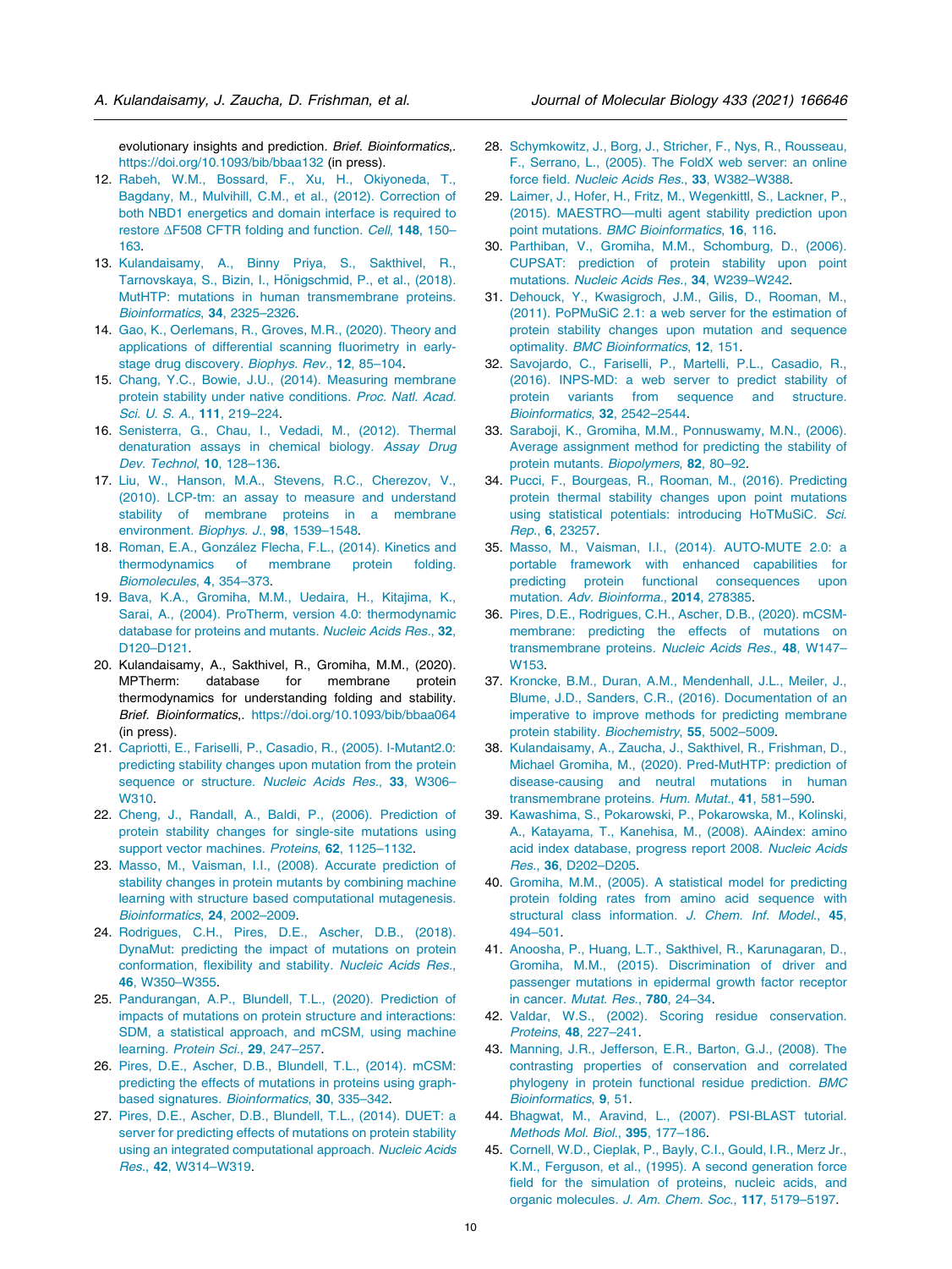evolutionary insights and prediction. *Brief. Bioinformatics*,. https://doi.org/10.1093/bib/bbaa132 (in press).

12. Rabeh, W.M., Bossard, F., Xu, H., Okiyoneda, T., Bagdany, M., Mulvihill, C.M., et al., (2012). Correction of both NBD1 energetics and domain interface is required to restore ΔF508 CFTR folding and function. *Cell*, **148**, 150–163.
13. Kulandaisamy, A., Binny Priya, S., Sakthivel, R., Tarnovskaya, S., Bizin, I., Hönigschmid, P., et al., (2018). MutHTP: mutations in human transmembrane proteins. *Bioinformatics*, **34**, 2325–2326.
14. Gao, K., Oerlemans, R., Groves, M.R., (2020). Theory and applications of differential scanning fluorimetry in early-stage drug discovery. *Biophys. Rev.*, **12**, 85–104.
15. Chang, Y.C., Bowie, J.U., (2014). Measuring membrane protein stability under native conditions. *Proc. Natl. Acad. Sci. U. S. A.*, **111**, 219–224.
16. Senisterra, G., Chau, I., Vedadi, M., (2012). Thermal denaturation assays in chemical biology. *Assay Drug Dev. Technol*, **10**, 128–136.
17. Liu, W., Hanson, M.A., Stevens, R.C., Cherezov, V., (2010). LCP-tm: an assay to measure and understand stability of membrane proteins in a membrane environment. *Biophys. J.*, **98**, 1539–1548.
18. Roman, E.A., González Flecha, F.L., (2014). Kinetics and thermodynamics of membrane protein folding. *Biomolecules*, **4**, 354–373.
19. Bava, K.A., Gromiha, M.M., Uedaira, H., Kitajima, K., Sarai, A., (2004). ProTherm, version 4.0: thermodynamic database for proteins and mutants. *Nucleic Acids Res.*, **32**, D120–D121.
20. Kulandaisamy, A., Sakthivel, R., Gromiha, M.M., (2020). MPTherm: database for membrane protein thermodynamics for understanding folding and stability. *Brief. Bioinformatics*,. https://doi.org/10.1093/bib/bbaa064 (in press).
21. Capriotti, E., Fariselli, P., Casadio, R., (2005). I-Mutant2.0: predicting stability changes upon mutation from the protein sequence or structure. *Nucleic Acids Res.*, **33**, W306–W310.
22. Cheng, J., Randall, A., Baldi, P., (2006). Prediction of protein stability changes for single-site mutations using support vector machines. *Proteins*, **62**, 1125–1132.
23. Masso, M., Vaisman, I.I., (2008). Accurate prediction of stability changes in protein mutants by combining machine learning with structure based computational mutagenesis. *Bioinformatics*, **24**, 2002–2009.
24. Rodrigues, C.H., Pires, D.E., Ascher, D.B., (2018). DynaMut: predicting the impact of mutations on protein conformation, flexibility and stability. *Nucleic Acids Res.*, **46**, W350–W355.
25. Pandurangan, A.P., Blundell, T.L., (2020). Prediction of impacts of mutations on protein structure and interactions: SDM, a statistical approach, and mCSM, using machine learning. *Protein Sci.*, **29**, 247–257.
26. Pires, D.E., Ascher, D.B., Blundell, T.L., (2014). mCSM: predicting the effects of mutations in proteins using graph-based signatures. *Bioinformatics*, **30**, 335–342.
27. Pires, D.E., Ascher, D.B., Blundell, T.L., (2014). DUET: a server for predicting effects of mutations on protein stability using an integrated computational approach. *Nucleic Acids Res.*, **42**, W314–W319.
28. Schymkowitz, J., Borg, J., Stricher, F., Nys, R., Rousseau, F., Serrano, L., (2005). The FoldX web server: an online force field. *Nucleic Acids Res.*, **33**, W382–W388.
29. Laimer, J., Hofer, H., Fritz, M., Wegenkittl, S., Lackner, P., (2015). MAESTRO—multi agent stability prediction upon point mutations. *BMC Bioinformatics*, **16**, 116.
30. Parthiban, V., Gromiha, M.M., Schomburg, D., (2006). CUPSAT: prediction of protein stability upon point mutations. *Nucleic Acids Res.*, **34**, W239–W242.
31. Dehouck, Y., Kwasigroch, J.M., Gilis, D., Rooman, M., (2011). PoPMuSiC 2.1: a web server for the estimation of protein stability changes upon mutation and sequence optimality. *BMC Bioinformatics*, **12**, 151.
32. Savojardo, C., Fariselli, P., Martelli, P.L., Casadio, R., (2016). INPS-MD: a web server to predict stability of protein variants from sequence and structure. *Bioinformatics*, **32**, 2542–2544.
33. Saraboji, K., Gromiha, M.M., Ponnuswamy, M.N., (2006). Average assignment method for predicting the stability of protein mutants. *Biopolymers*, **82**, 80–92.
34. Pucci, F., Bourgeas, R., Rooman, M., (2016). Predicting protein thermal stability changes upon point mutations using statistical potentials: introducing HoTMuSiC. *Sci. Rep.*, **6**, 23257.
35. Masso, M., Vaisman, I.I., (2014). AUTO-MUTE 2.0: a portable framework with enhanced capabilities for predicting protein functional consequences upon mutation. *Adv. Bioinforma.*, **2014**, 278385.
36. Pires, D.E., Rodrigues, C.H., Ascher, D.B., (2020). mCSM-membrane: predicting the effects of mutations on transmembrane proteins. *Nucleic Acids Res.*, **48**, W147–W153.
37. Kroncke, B.M., Duran, A.M., Mendenhall, J.L., Meiler, J., Blume, J.D., Sanders, C.R., (2016). Documentation of an imperative to improve methods for predicting membrane protein stability. *Biochemistry*, **55**, 5002–5009.
38. Kulandaisamy, A., Zaucha, J., Sakthivel, R., Frishman, D., Michael Gromiha, M., (2020). Pred-MutHTP: prediction of disease-causing and neutral mutations in human transmembrane proteins. *Hum. Mutat.*, **41**, 581–590.
39. Kawashima, S., Pokarowski, P., Pokarowska, M., Kolinski, A., Katayama, T., Kanehisa, M., (2008). AAindex: amino acid index database, progress report 2008. *Nucleic Acids Res.*, **36**, D202–D205.
40. Gromiha, M.M., (2005). A statistical model for predicting protein folding rates from amino acid sequence with structural class information. *J. Chem. Inf. Model.*, **45**, 494–501.
41. Anoosha, P., Huang, L.T., Sakthivel, R., Karunagaran, D., Gromiha, M.M., (2015). Discrimination of driver and passenger mutations in epidermal growth factor receptor in cancer. *Mutat. Res.*, **780**, 24–34.
42. Valdar, W.S., (2002). Scoring residue conservation. *Proteins*, **48**, 227–241.
43. Manning, J.R., Jefferson, E.R., Barton, G.J., (2008). The contrasting properties of conservation and correlated phylogeny in protein functional residue prediction. *BMC Bioinformatics*, **9**, 51.
44. Bhagwat, M., Aravind, L., (2007). PSI-BLAST tutorial. *Methods Mol. Biol.*, **395**, 177–186.
45. Cornell, W.D., Cieplak, P., Bayly, C.I., Gould, I.R., Merz Jr., K.M., Ferguson, et al., (1995). A second generation force field for the simulation of proteins, nucleic acids, and organic molecules. *J. Am. Chem. Soc.*, **117**, 5179–5197.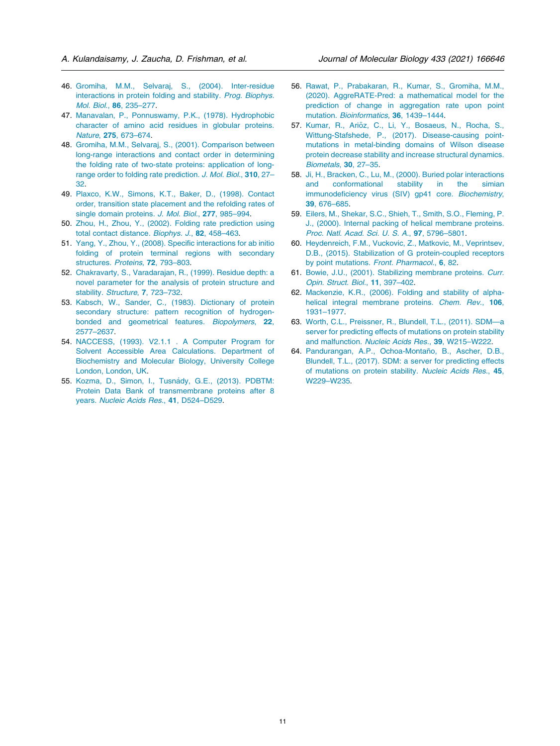46. Gromiha, M.M., Selvaraj, S., (2004). Inter-residue interactions in protein folding and stability. *Prog. Biophys. Mol. Biol.*, **86**, 235–277.
47. Manavalan, P., Ponnuswamy, P.K., (1978). Hydrophobic character of amino acid residues in globular proteins. *Nature*, **275**, 673–674.
48. Gromiha, M.M., Selvaraj, S., (2001). Comparison between long-range interactions and contact order in determining the folding rate of two-state proteins: application of long-range order to folding rate prediction. *J. Mol. Biol.*, **310**, 27–32.
49. Plaxco, K.W., Simons, K.T., Baker, D., (1998). Contact order, transition state placement and the refolding rates of single domain proteins. *J. Mol. Biol.*, **277**, 985–994.
50. Zhou, H., Zhou, Y., (2002). Folding rate prediction using total contact distance. *Biophys. J.*, **82**, 458–463.
51. Yang, Y., Zhou, Y., (2008). Specific interactions for ab initio folding of protein terminal regions with secondary structures. *Proteins*, **72**, 793–803.
52. Chakravarty, S., Varadarajan, R., (1999). Residue depth: a novel parameter for the analysis of protein structure and stability. *Structure*, **7**, 723–732.
53. Kabsch, W., Sander, C., (1983). Dictionary of protein secondary structure: pattern recognition of hydrogen-bonded and geometrical features. *Biopolymers*, **22**, 2577–2637.
54. NACCESS, (1993). V2.1.1 . A Computer Program for Solvent Accessible Area Calculations. Department of Biochemistry and Molecular Biology, University College London, London, UK.
55. Kozma, D., Simon, I., Tusnády, G.E., (2013). PDBTM: Protein Data Bank of transmembrane proteins after 8 years. *Nucleic Acids Res.*, **41**, D524–D529.
56. Rawat, P., Prabakaran, R., Kumar, S., Gromiha, M.M., (2020). AggreRATE-Pred: a mathematical model for the prediction of change in aggregation rate upon point mutation. *Bioinformatics*, **36**, 1439–1444.
57. Kumar, R., Ariöz, C., Li, Y., Bosaeus, N., Rocha, S., Wittung-Stafshede, P., (2017). Disease-causing point-mutations in metal-binding domains of Wilson disease protein decrease stability and increase structural dynamics. *Biometals*, **30**, 27–35.
58. Ji, H., Bracken, C., Lu, M., (2000). Buried polar interactions and conformational stability in the simian immunodeficiency virus (SIV) gp41 core. *Biochemistry*, **39**, 676–685.
59. Eilers, M., Shekar, S.C., Shieh, T., Smith, S.O., Fleming, P. J., (2000). Internal packing of helical membrane proteins. *Proc. Natl. Acad. Sci. U. S. A.*, **97**, 5796–5801.
60. Heydenreich, F.M., Vuckovic, Z., Matkovic, M., Veprintsev, D.B., (2015). Stabilization of G protein-coupled receptors by point mutations. *Front. Pharmacol.*, **6**, 82.
61. Bowie, J.U., (2001). Stabilizing membrane proteins. *Curr. Opin. Struct. Biol.*, **11**, 397–402.
62. Mackenzie, K.R., (2006). Folding and stability of alpha-helical integral membrane proteins. *Chem. Rev.*, **106**, 1931–1977.
63. Worth, C.L., Preissner, R., Blundell, T.L., (2011). SDM—a server for predicting effects of mutations on protein stability and malfunction. *Nucleic Acids Res.*, **39**, W215–W222.
64. Pandurangan, A.P., Ochoa-Montaño, B., Ascher, D.B., Blundell, T.L., (2017). SDM: a server for predicting effects of mutations on protein stability. *Nucleic Acids Res.*, **45**, W229–W235.